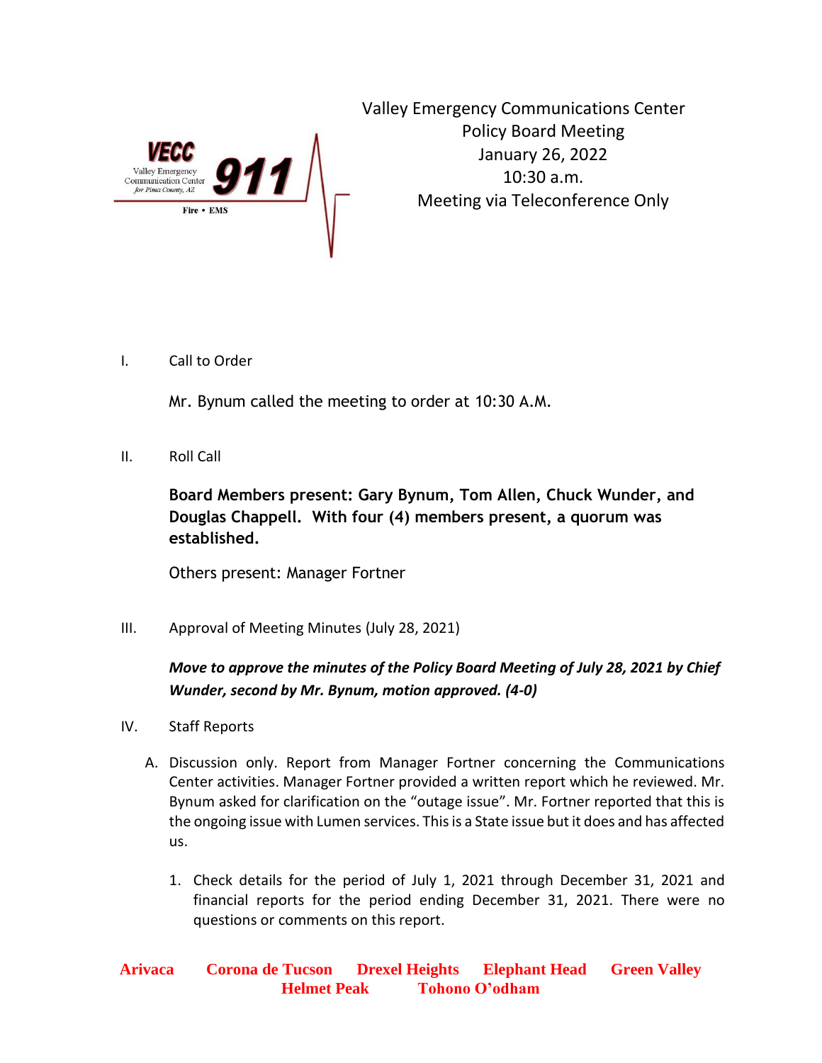VECC

Valley Emergency Communication Center for Pima County, AZ

911

Fire • EMS

# Valley Emergency Communications Center
## Policy Board Meeting
January 26, 2022
10:30 a.m.
Meeting via Teleconference Only

I. Call to Order

Mr. Bynum called the meeting to order at 10:30 A.M.

II. Roll Call

**Board Members present: Gary Bynum, Tom Allen, Chuck Wunder, and Douglas Chappell. With four (4) members present, a quorum was established.**

Others present: Manager Fortner

III. Approval of Meeting Minutes (July 28, 2021)

***Move to approve the minutes of the Policy Board Meeting of July 28, 2021 by Chief Wunder, second by Mr. Bynum, motion approved. (4-0)***

IV. Staff Reports

A. Discussion only. Report from Manager Fortner concerning the Communications Center activities. Manager Fortner provided a written report which he reviewed. Mr. Bynum asked for clarification on the "outage issue". Mr. Fortner reported that this is the ongoing issue with Lumen services. This is a State issue but it does and has affected us.

1. Check details for the period of July 1, 2021 through December 31, 2021 and financial reports for the period ending December 31, 2021. There were no questions or comments on this report.

**Arivaca Corona de Tucson Drexel Heights Elephant Head Green Valley Helmet Peak Tohono O'odham**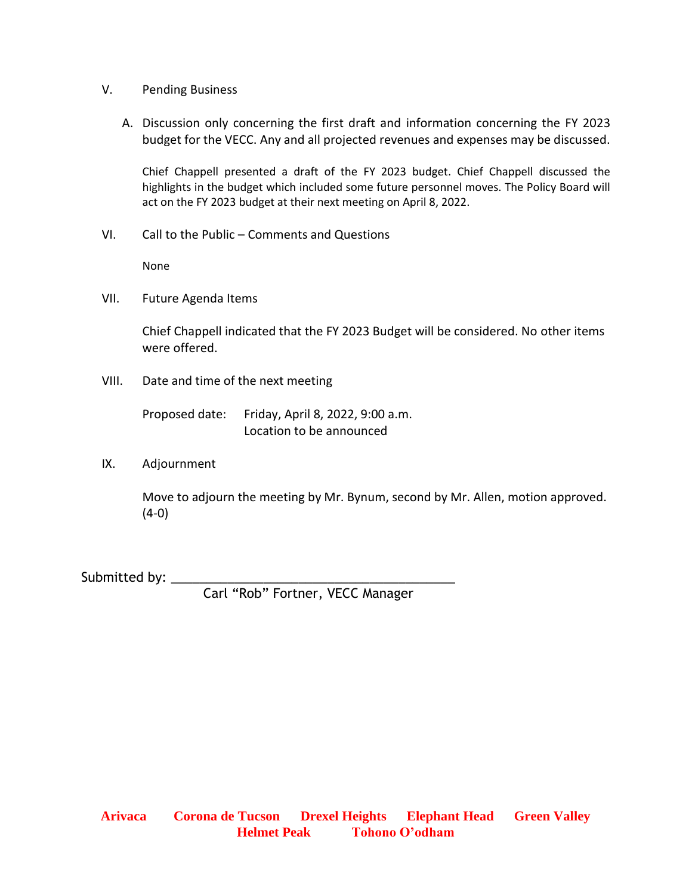V. Pending Business

A. Discussion only concerning the first draft and information concerning the FY 2023 budget for the VECC. Any and all projected revenues and expenses may be discussed.

Chief Chappell presented a draft of the FY 2023 budget. Chief Chappell discussed the highlights in the budget which included some future personnel moves. The Policy Board will act on the FY 2023 budget at their next meeting on April 8, 2022.

VI. Call to the Public – Comments and Questions

None

VII. Future Agenda Items

Chief Chappell indicated that the FY 2023 Budget will be considered. No other items were offered.

VIII. Date and time of the next meeting

Proposed date: Friday, April 8, 2022, 9:00 a.m.
Location to be announced

IX. Adjournment

Move to adjourn the meeting by Mr. Bynum, second by Mr. Allen, motion approved. (4-0)

Submitted by: ________________________________________
Carl "Rob" Fortner, VECC Manager

**Arivaca Corona de Tucson Drexel Heights Elephant Head Green Valley Helmet Peak Tohono O'odham**